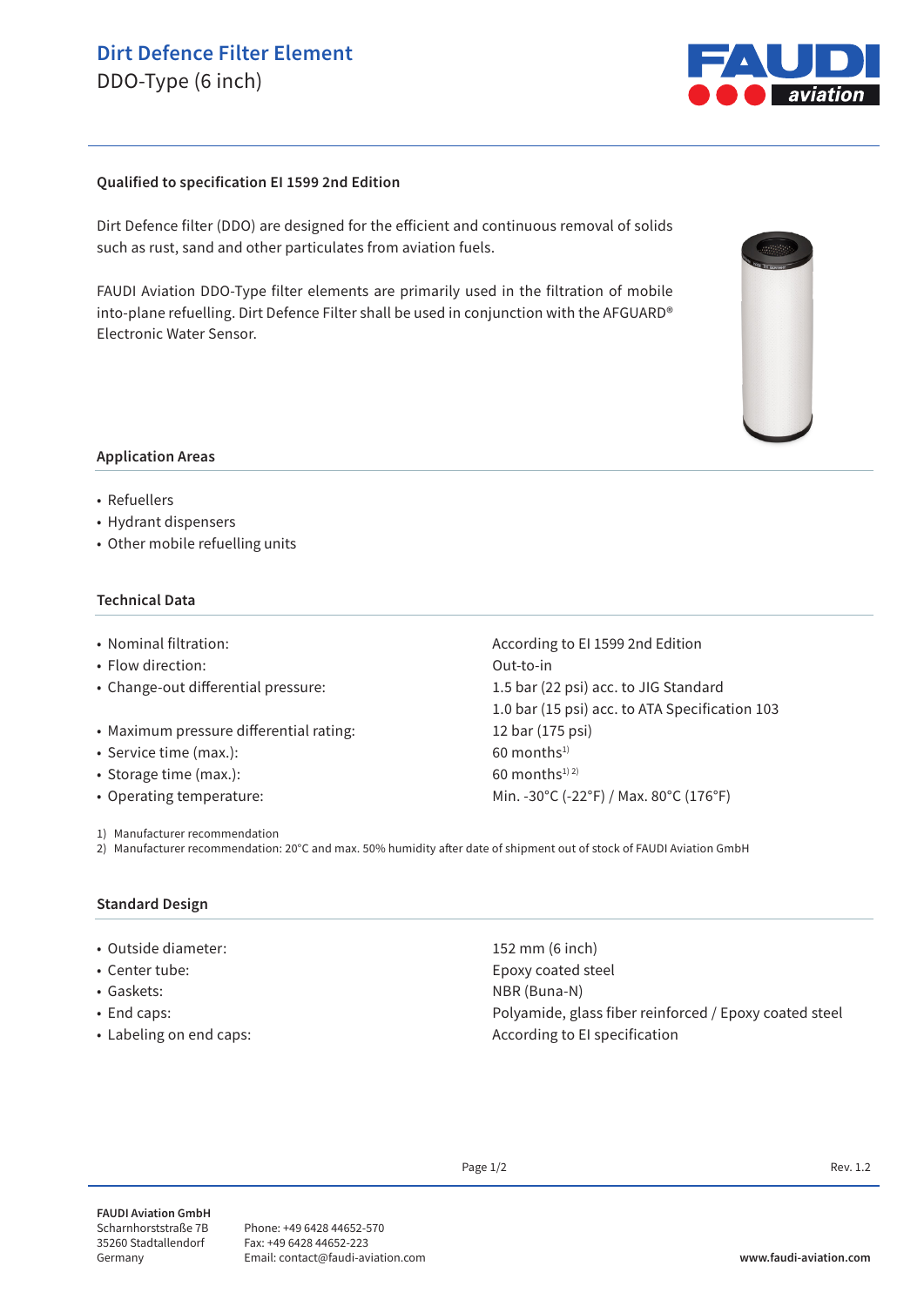# Dirt Defence Filter Element

DDO-Type (6 inch)

**Qualified to specification EI 1599 2nd Edition**

Dirt Defence filter (DDO) are designed for the efficient and continuous removal of solids such as rust, sand and other particulates from aviation fuels.

FAUDI Aviation DDO-Type filter elements are primarily used in the filtration of mobile into-plane refuelling. Dirt Defence Filter shall be used in conjunction with the AFGUARD® Electronic Water Sensor.

## Application Areas

- Refuellers
- Hydrant dispensers
- Other mobile refuelling units

## Technical Data

| | |
|---|---|
| • Nominal filtration: | According to EI 1599 2nd Edition |
| • Flow direction: | Out-to-in |
| • Change-out differential pressure: | 1.5 bar (22 psi) acc. to JIG Standard<br>1.0 bar (15 psi) acc. to ATA Specification 103 |
| • Maximum pressure differential rating: | 12 bar (175 psi) |
| • Service time (max.): | 60 months[1] |
| • Storage time (max.): | 60 months[1) 2)] |
| • Operating temperature: | Min. -30°C (-22°F) / Max. 80°C (176°F) |

1) Manufacturer recommendation
2) Manufacturer recommendation: 20°C and max. 50% humidity after date of shipment out of stock of FAUDI Aviation GmbH

## Standard Design

| | |
|---|---|
| • Outside diameter: | 152 mm (6 inch) |
| • Center tube: | Epoxy coated steel |
| • Gaskets: | NBR (Buna-N) |
| • End caps: | Polyamide, glass fiber reinforced / Epoxy coated steel |
| • Labeling on end caps: | According to EI specification |

Rev. 1.2

**FAUDI Aviation GmbH**
Scharnhorststraße 7B
35260 Stadtallendorf
Germany

Phone: +49 6428 44652-570
Fax: +49 6428 44652-223
Email: contact@faudi-aviation.com

**www.faudi-aviation.com**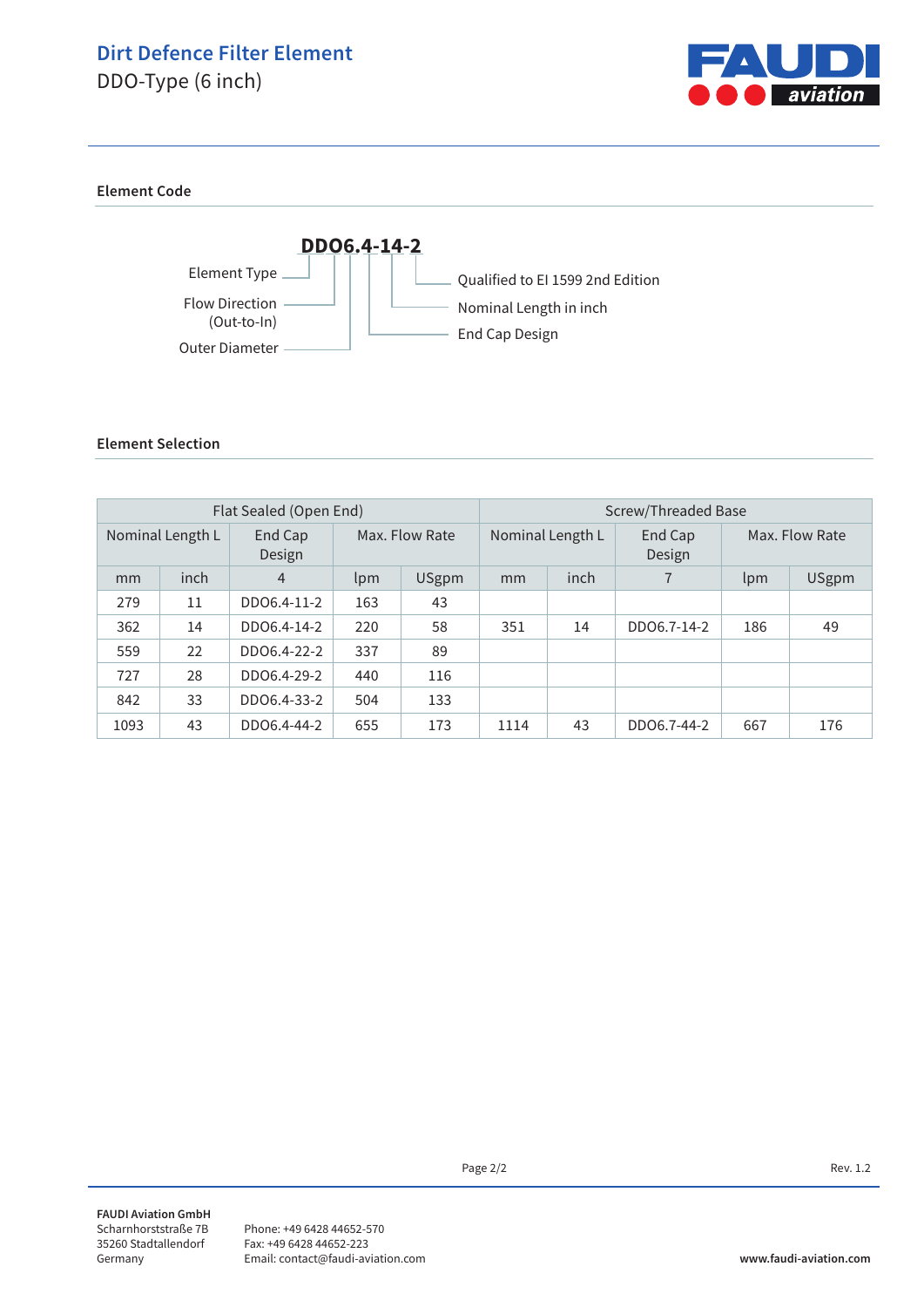# Dirt Defence Filter Element

DDO-Type (6 inch)

## Element Code

**DDO6.4-14-2**

- Element Type
- Flow Direction (Out-to-In)
- Outer Diameter
- Qualified to EI 1599 2nd Edition
- Nominal Length in inch
- End Cap Design

## Element Selection

| Flat Sealed (Open End) | | | | | Screw/Threaded Base | | | | |
|---|---|---|---|---|---|---|---|---|---|
| Nominal Length L | | End Cap Design | Max. Flow Rate | | Nominal Length L | | End Cap Design | Max. Flow Rate | |
| mm | inch | 4 | lpm | USgpm | mm | inch | 7 | lpm | USgpm |
| 279 | 11 | DDO6.4-11-2 | 163 | 43 | | | | | |
| 362 | 14 | DDO6.4-14-2 | 220 | 58 | 351 | 14 | DDO6.7-14-2 | 186 | 49 |
| 559 | 22 | DDO6.4-22-2 | 337 | 89 | | | | | |
| 727 | 28 | DDO6.4-29-2 | 440 | 116 | | | | | |
| 842 | 33 | DDO6.4-33-2 | 504 | 133 | | | | | |
| 1093 | 43 | DDO6.4-44-2 | 655 | 173 | 1114 | 43 | DDO6.7-44-2 | 667 | 176 |

Rev. 1.2

**FAUDI Aviation GmbH**
Scharnhorststraße 7B
35260 Stadtallendorf
Germany

Phone: +49 6428 44652-570
Fax: +49 6428 44652-223
Email: contact@faudi-aviation.com

**www.faudi-aviation.com**